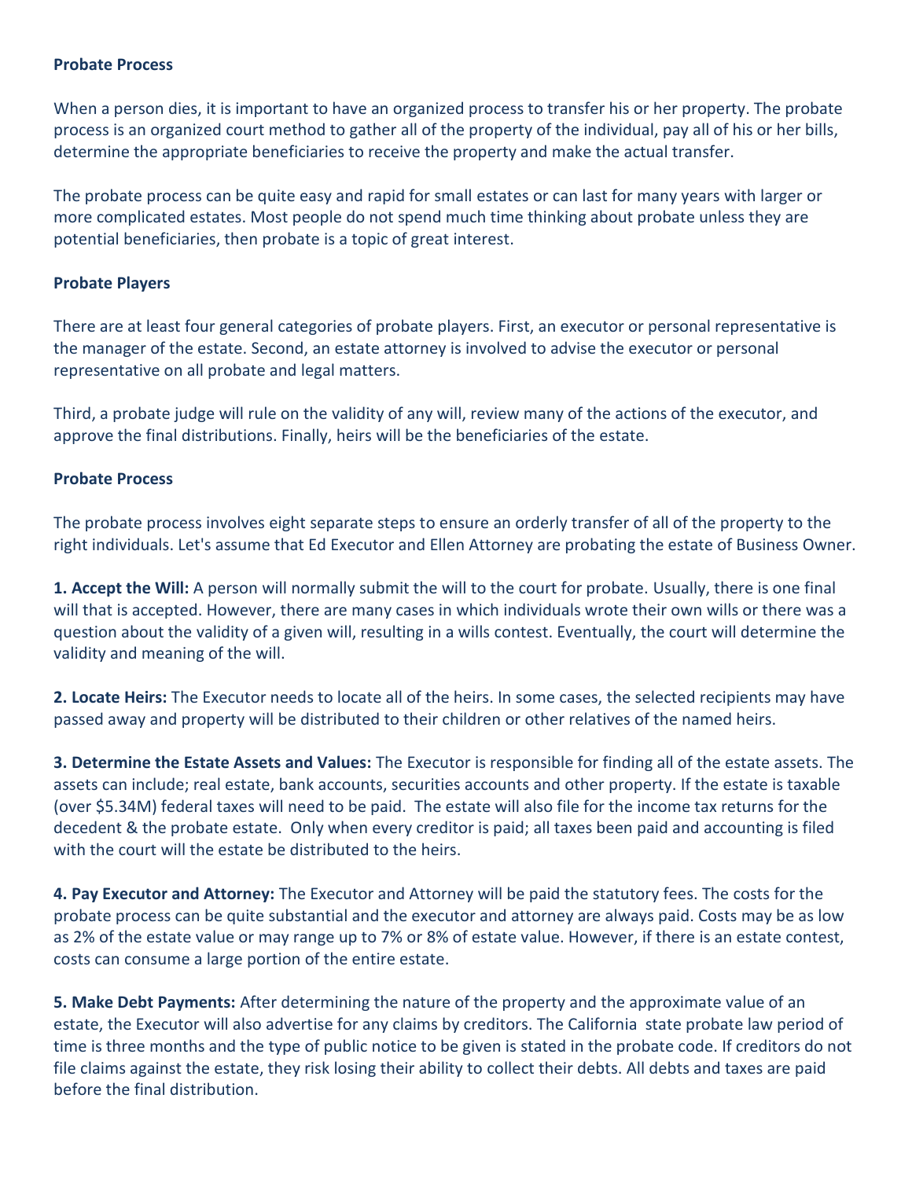**Probate Process**

When a person dies, it is important to have an organized process to transfer his or her property. The probate process is an organized court method to gather all of the property of the individual, pay all of his or her bills, determine the appropriate beneficiaries to receive the property and make the actual transfer.

The probate process can be quite easy and rapid for small estates or can last for many years with larger or more complicated estates. Most people do not spend much time thinking about probate unless they are potential beneficiaries, then probate is a topic of great interest.

**Probate Players**

There are at least four general categories of probate players. First, an executor or personal representative is the manager of the estate. Second, an estate attorney is involved to advise the executor or personal representative on all probate and legal matters.

Third, a probate judge will rule on the validity of any will, review many of the actions of the executor, and approve the final distributions. Finally, heirs will be the beneficiaries of the estate.

**Probate Process**

The probate process involves eight separate steps to ensure an orderly transfer of all of the property to the right individuals. Let's assume that Ed Executor and Ellen Attorney are probating the estate of Business Owner.

**1. Accept the Will:** A person will normally submit the will to the court for probate. Usually, there is one final will that is accepted. However, there are many cases in which individuals wrote their own wills or there was a question about the validity of a given will, resulting in a wills contest. Eventually, the court will determine the validity and meaning of the will.

**2. Locate Heirs:** The Executor needs to locate all of the heirs. In some cases, the selected recipients may have passed away and property will be distributed to their children or other relatives of the named heirs.

**3. Determine the Estate Assets and Values:** The Executor is responsible for finding all of the estate assets. The assets can include; real estate, bank accounts, securities accounts and other property. If the estate is taxable (over $5.34M) federal taxes will need to be paid. The estate will also file for the income tax returns for the decedent & the probate estate. Only when every creditor is paid; all taxes been paid and accounting is filed with the court will the estate be distributed to the heirs.

**4. Pay Executor and Attorney:** The Executor and Attorney will be paid the statutory fees. The costs for the probate process can be quite substantial and the executor and attorney are always paid. Costs may be as low as 2% of the estate value or may range up to 7% or 8% of estate value. However, if there is an estate contest, costs can consume a large portion of the entire estate.

**5. Make Debt Payments:** After determining the nature of the property and the approximate value of an estate, the Executor will also advertise for any claims by creditors. The California state probate law period of time is three months and the type of public notice to be given is stated in the probate code. If creditors do not file claims against the estate, they risk losing their ability to collect their debts. All debts and taxes are paid before the final distribution.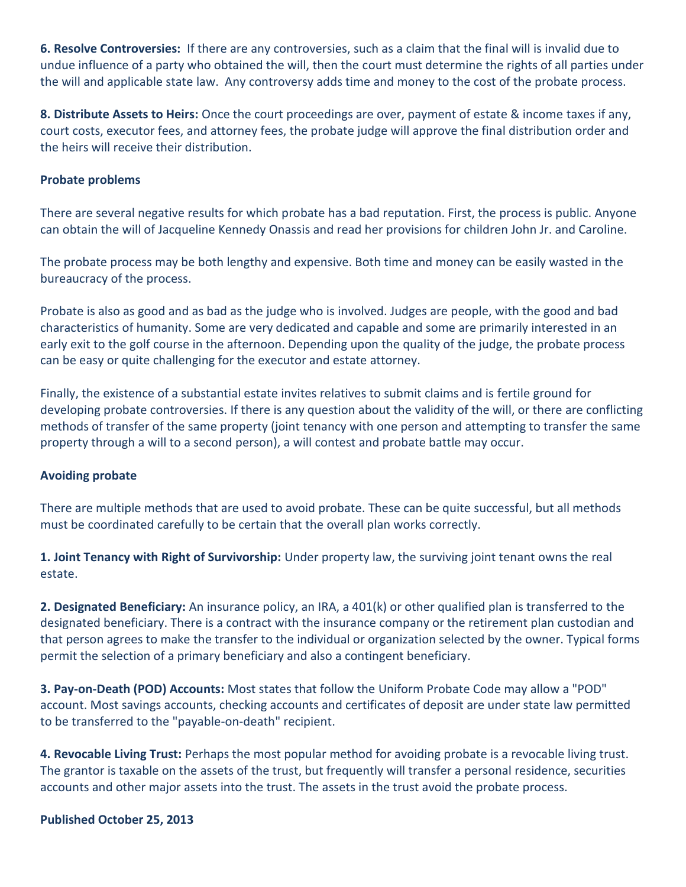**6. Resolve Controversies:** If there are any controversies, such as a claim that the final will is invalid due to undue influence of a party who obtained the will, then the court must determine the rights of all parties under the will and applicable state law. Any controversy adds time and money to the cost of the probate process.

**8. Distribute Assets to Heirs:** Once the court proceedings are over, payment of estate & income taxes if any, court costs, executor fees, and attorney fees, the probate judge will approve the final distribution order and the heirs will receive their distribution.

**Probate problems**

There are several negative results for which probate has a bad reputation. First, the process is public. Anyone can obtain the will of Jacqueline Kennedy Onassis and read her provisions for children John Jr. and Caroline.

The probate process may be both lengthy and expensive. Both time and money can be easily wasted in the bureaucracy of the process.

Probate is also as good and as bad as the judge who is involved. Judges are people, with the good and bad characteristics of humanity. Some are very dedicated and capable and some are primarily interested in an early exit to the golf course in the afternoon. Depending upon the quality of the judge, the probate process can be easy or quite challenging for the executor and estate attorney.

Finally, the existence of a substantial estate invites relatives to submit claims and is fertile ground for developing probate controversies. If there is any question about the validity of the will, or there are conflicting methods of transfer of the same property (joint tenancy with one person and attempting to transfer the same property through a will to a second person), a will contest and probate battle may occur.

**Avoiding probate**

There are multiple methods that are used to avoid probate. These can be quite successful, but all methods must be coordinated carefully to be certain that the overall plan works correctly.

**1. Joint Tenancy with Right of Survivorship:** Under property law, the surviving joint tenant owns the real estate.

**2. Designated Beneficiary:** An insurance policy, an IRA, a 401(k) or other qualified plan is transferred to the designated beneficiary. There is a contract with the insurance company or the retirement plan custodian and that person agrees to make the transfer to the individual or organization selected by the owner. Typical forms permit the selection of a primary beneficiary and also a contingent beneficiary.

**3. Pay-on-Death (POD) Accounts:** Most states that follow the Uniform Probate Code may allow a "POD" account. Most savings accounts, checking accounts and certificates of deposit are under state law permitted to be transferred to the "payable-on-death" recipient.

**4. Revocable Living Trust:** Perhaps the most popular method for avoiding probate is a revocable living trust. The grantor is taxable on the assets of the trust, but frequently will transfer a personal residence, securities accounts and other major assets into the trust. The assets in the trust avoid the probate process.

**Published October 25, 2013**